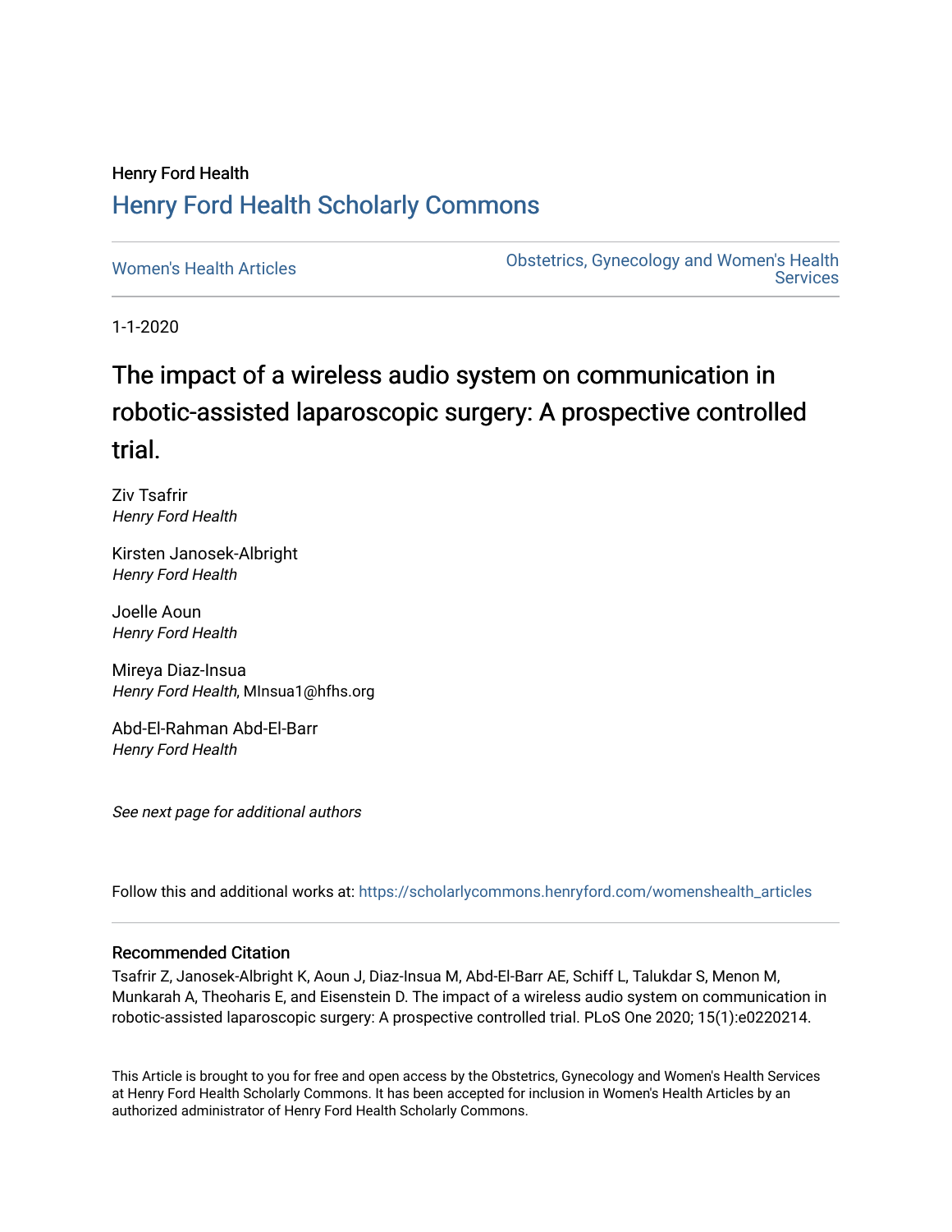Henry Ford Health

# Henry Ford Health Scholarly Commons

Women's Health Articles

Obstetrics, Gynecology and Women's Health Services

1-1-2020

# The impact of a wireless audio system on communication in robotic-assisted laparoscopic surgery: A prospective controlled trial.

Ziv Tsafrir
*Henry Ford Health*

Kirsten Janosek-Albright
*Henry Ford Health*

Joelle Aoun
*Henry Ford Health*

Mireya Diaz-Insua
*Henry Ford Health*, MInsua1@hfhs.org

Abd-El-Rahman Abd-El-Barr
*Henry Ford Health*

*See next page for additional authors*

Follow this and additional works at: https://scholarlycommons.henryford.com/womenshealth_articles

## Recommended Citation

Tsafrir Z, Janosek-Albright K, Aoun J, Diaz-Insua M, Abd-El-Barr AE, Schiff L, Talukdar S, Menon M, Munkarah A, Theoharis E, and Eisenstein D. The impact of a wireless audio system on communication in robotic-assisted laparoscopic surgery: A prospective controlled trial. PLoS One 2020; 15(1):e0220214.

This Article is brought to you for free and open access by the Obstetrics, Gynecology and Women's Health Services at Henry Ford Health Scholarly Commons. It has been accepted for inclusion in Women's Health Articles by an authorized administrator of Henry Ford Health Scholarly Commons.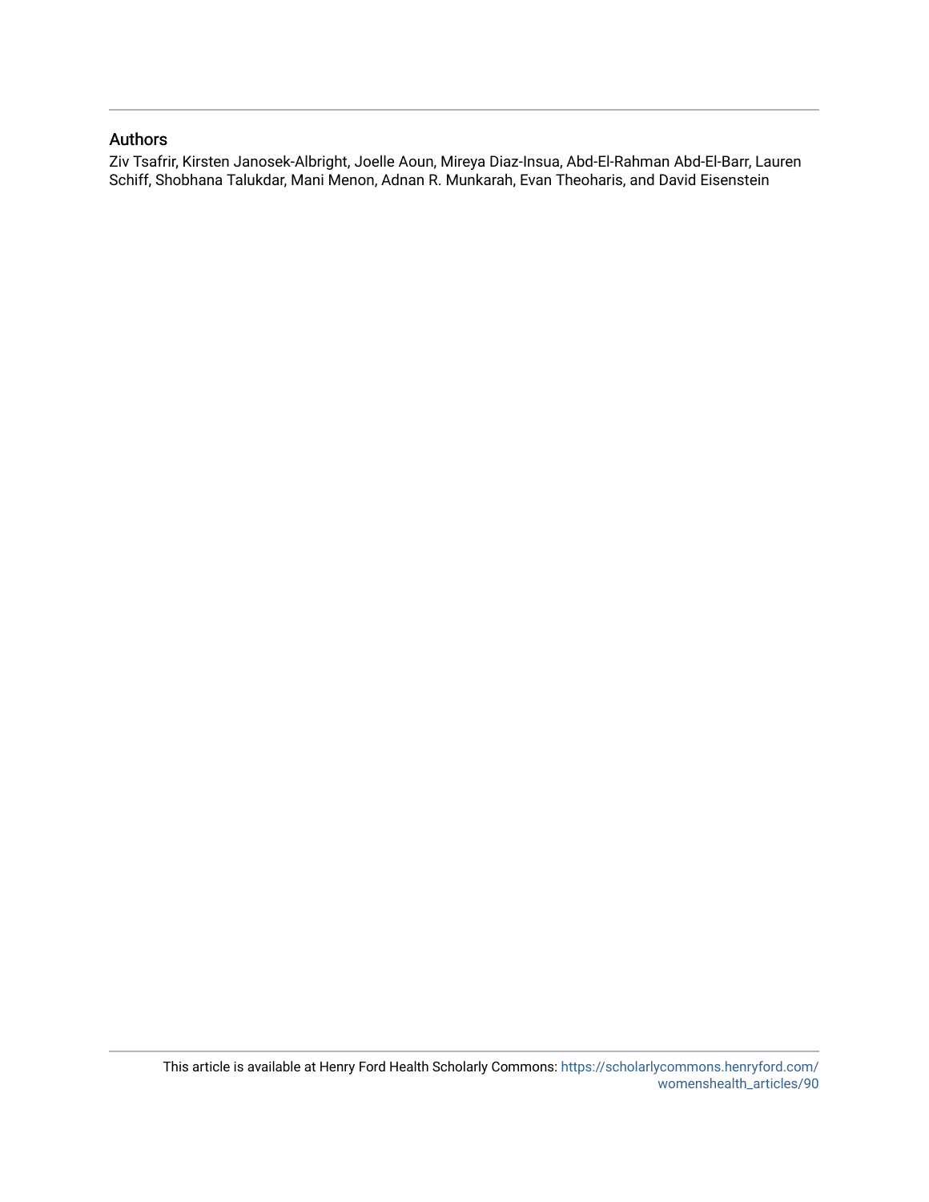## Authors

Ziv Tsafrir, Kirsten Janosek-Albright, Joelle Aoun, Mireya Diaz-Insua, Abd-El-Rahman Abd-El-Barr, Lauren Schiff, Shobhana Talukdar, Mani Menon, Adnan R. Munkarah, Evan Theoharis, and David Eisenstein

This article is available at Henry Ford Health Scholarly Commons: https://scholarlycommons.henryford.com/womenshealth_articles/90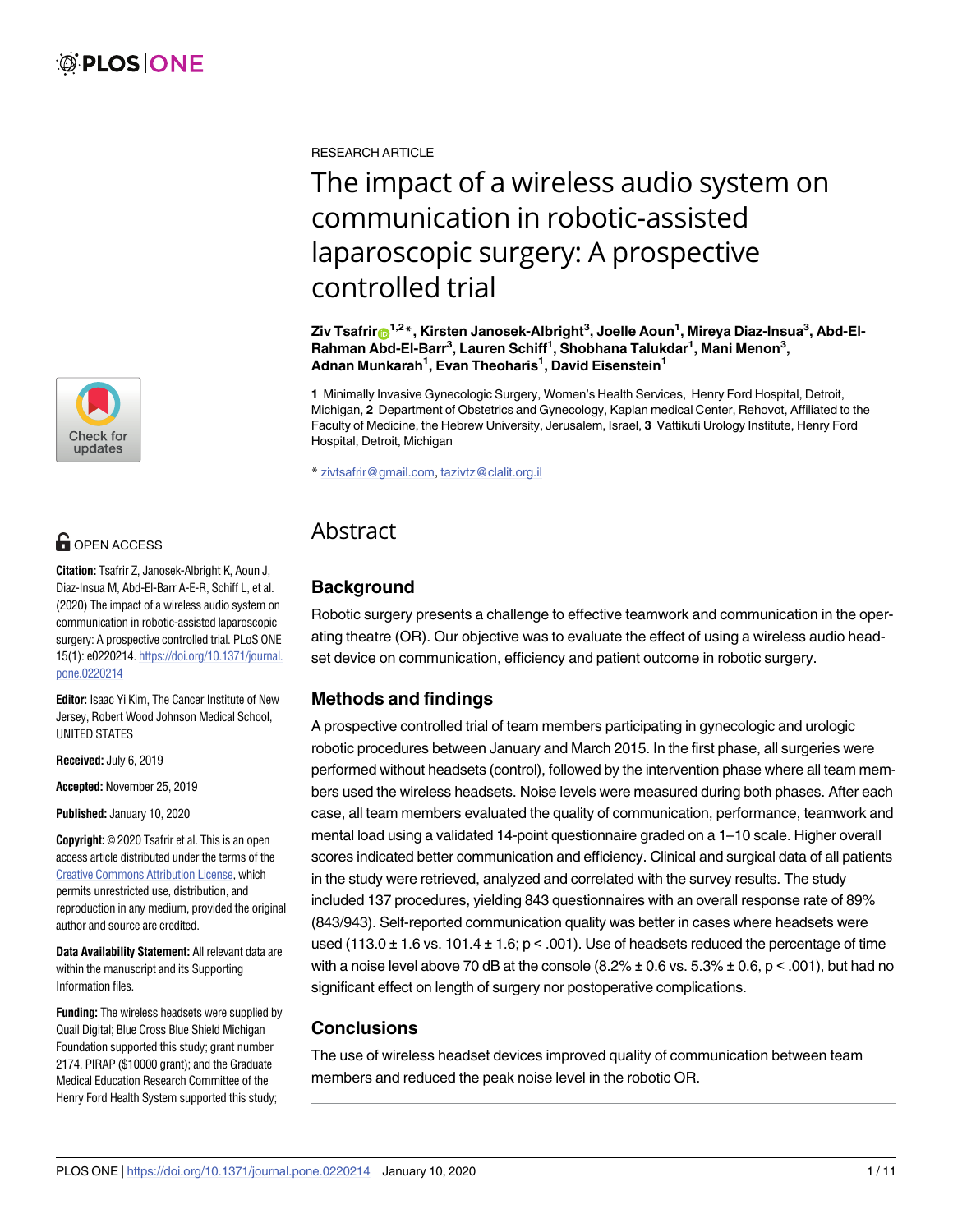RESEARCH ARTICLE

# The impact of a wireless audio system on communication in robotic-assisted laparoscopic surgery: A prospective controlled trial

**Ziv Tsafrir[1,2]*, Kirsten Janosek-Albright[3], Joelle Aoun[1], Mireya Diaz-Insua[3], Abd-El-Rahman Abd-El-Barr[3], Lauren Schiff[1], Shobhana Talukdar[1], Mani Menon[3], Adnan Munkarah[1], Evan Theoharis[1], David Eisenstein[1]**

**1** Minimally Invasive Gynecologic Surgery, Women's Health Services, Henry Ford Hospital, Detroit, Michigan, **2** Department of Obstetrics and Gynecology, Kaplan medical Center, Rehovot, Affiliated to the Faculty of Medicine, the Hebrew University, Jerusalem, Israel, **3** Vattikuti Urology Institute, Henry Ford Hospital, Detroit, Michigan

* zivtsafrir@gmail.com, tazivtz@clalit.org.il

OPEN ACCESS

**Citation:** Tsafrir Z, Janosek-Albright K, Aoun J, Diaz-Insua M, Abd-El-Barr A-E-R, Schiff L, et al. (2020) The impact of a wireless audio system on communication in robotic-assisted laparoscopic surgery: A prospective controlled trial. PLoS ONE 15(1): e0220214. https://doi.org/10.1371/journal.pone.0220214

**Editor:** Isaac Yi Kim, The Cancer Institute of New Jersey, Robert Wood Johnson Medical School, UNITED STATES

**Received:** July 6, 2019

**Accepted:** November 25, 2019

**Published:** January 10, 2020

**Copyright:** © 2020 Tsafrir et al. This is an open access article distributed under the terms of the Creative Commons Attribution License, which permits unrestricted use, distribution, and reproduction in any medium, provided the original author and source are credited.

**Data Availability Statement:** All relevant data are within the manuscript and its Supporting Information files.

**Funding:** The wireless headsets were supplied by Quail Digital; Blue Cross Blue Shield Michigan Foundation supported this study; grant number 2174. PIRAP ($10000 grant); and the Graduate Medical Education Research Committee of the Henry Ford Health System supported this study;

## Abstract

### Background

Robotic surgery presents a challenge to effective teamwork and communication in the operating theatre (OR). Our objective was to evaluate the effect of using a wireless audio headset device on communication, efficiency and patient outcome in robotic surgery.

### Methods and findings

A prospective controlled trial of team members participating in gynecologic and urologic robotic procedures between January and March 2015. In the first phase, all surgeries were performed without headsets (control), followed by the intervention phase where all team members used the wireless headsets. Noise levels were measured during both phases. After each case, all team members evaluated the quality of communication, performance, teamwork and mental load using a validated 14-point questionnaire graded on a 1–10 scale. Higher overall scores indicated better communication and efficiency. Clinical and surgical data of all patients in the study were retrieved, analyzed and correlated with the survey results. The study included 137 procedures, yielding 843 questionnaires with an overall response rate of 89% (843/943). Self-reported communication quality was better in cases where headsets were used (113.0 ± 1.6 vs. 101.4 ± 1.6; $p < .001$). Use of headsets reduced the percentage of time with a noise level above 70 dB at the console (8.2% ± 0.6 vs. 5.3% ± 0.6, $p < .001$), but had no significant effect on length of surgery nor postoperative complications.

### Conclusions

The use of wireless headset devices improved quality of communication between team members and reduced the peak noise level in the robotic OR.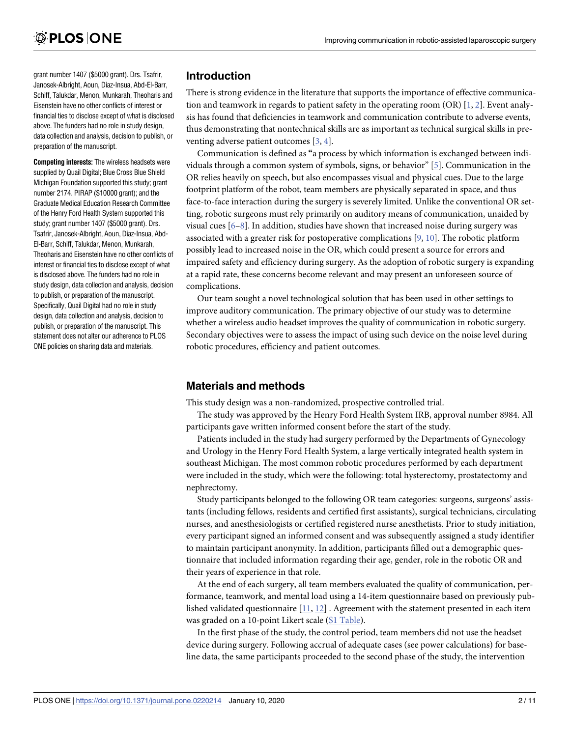grant number 1407 ($5000 grant). Drs. Tsafrir, Janosek-Albright, Aoun, Diaz-Insua, Abd-El-Barr, Schiff, Talukdar, Menon, Munkarah, Theoharis and Eisenstein have no other conflicts of interest or financial ties to disclose except of what is disclosed above. The funders had no role in study design, data collection and analysis, decision to publish, or preparation of the manuscript.

**Competing interests:** The wireless headsets were supplied by Quail Digital; Blue Cross Blue Shield Michigan Foundation supported this study; grant number 2174. PIRAP ($10000 grant); and the Graduate Medical Education Research Committee of the Henry Ford Health System supported this study; grant number 1407 ($5000 grant). Drs. Tsafrir, Janosek-Albright, Aoun, Diaz-Insua, Abd-El-Barr, Schiff, Talukdar, Menon, Munkarah, Theoharis and Eisenstein have no other conflicts of interest or financial ties to disclose except of what is disclosed above. The funders had no role in study design, data collection and analysis, decision to publish, or preparation of the manuscript. Specifically, Quail Digital had no role in study design, data collection and analysis, decision to publish, or preparation of the manuscript. This statement does not alter our adherence to PLOS ONE policies on sharing data and materials.

## Introduction

There is strong evidence in the literature that supports the importance of effective communication and teamwork in regards to patient safety in the operating room (OR) [1, 2]. Event analysis has found that deficiencies in teamwork and communication contribute to adverse events, thus demonstrating that nontechnical skills are as important as technical surgical skills in preventing adverse patient outcomes [3, 4].

Communication is defined as "a process by which information is exchanged between individuals through a common system of symbols, signs, or behavior" [5]. Communication in the OR relies heavily on speech, but also encompasses visual and physical cues. Due to the large footprint platform of the robot, team members are physically separated in space, and thus face-to-face interaction during the surgery is severely limited. Unlike the conventional OR setting, robotic surgeons must rely primarily on auditory means of communication, unaided by visual cues [6–8]. In addition, studies have shown that increased noise during surgery was associated with a greater risk for postoperative complications [9, 10]. The robotic platform possibly lead to increased noise in the OR, which could present a source for errors and impaired safety and efficiency during surgery. As the adoption of robotic surgery is expanding at a rapid rate, these concerns become relevant and may present an unforeseen source of complications.

Our team sought a novel technological solution that has been used in other settings to improve auditory communication. The primary objective of our study was to determine whether a wireless audio headset improves the quality of communication in robotic surgery. Secondary objectives were to assess the impact of using such device on the noise level during robotic procedures, efficiency and patient outcomes.

## Materials and methods

This study design was a non-randomized, prospective controlled trial.

The study was approved by the Henry Ford Health System IRB, approval number 8984. All participants gave written informed consent before the start of the study.

Patients included in the study had surgery performed by the Departments of Gynecology and Urology in the Henry Ford Health System, a large vertically integrated health system in southeast Michigan. The most common robotic procedures performed by each department were included in the study, which were the following: total hysterectomy, prostatectomy and nephrectomy.

Study participants belonged to the following OR team categories: surgeons, surgeons' assistants (including fellows, residents and certified first assistants), surgical technicians, circulating nurses, and anesthesiologists or certified registered nurse anesthetists. Prior to study initiation, every participant signed an informed consent and was subsequently assigned a study identifier to maintain participant anonymity. In addition, participants filled out a demographic questionnaire that included information regarding their age, gender, role in the robotic OR and their years of experience in that role.

At the end of each surgery, all team members evaluated the quality of communication, performance, teamwork, and mental load using a 14-item questionnaire based on previously published validated questionnaire [11, 12] . Agreement with the statement presented in each item was graded on a 10-point Likert scale (S1 Table).

In the first phase of the study, the control period, team members did not use the headset device during surgery. Following accrual of adequate cases (see power calculations) for baseline data, the same participants proceeded to the second phase of the study, the intervention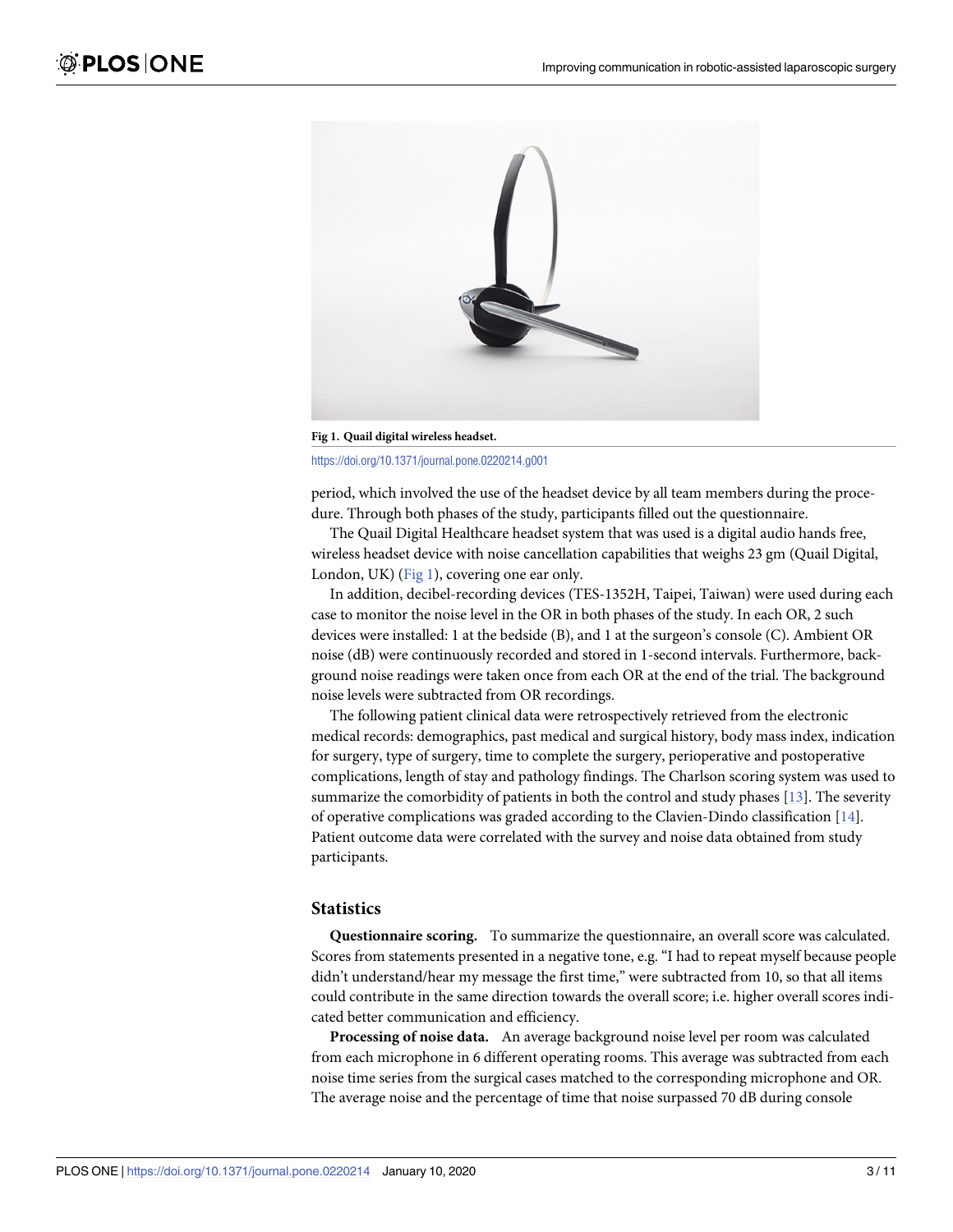Fig 1. Quail digital wireless headset.

https://doi.org/10.1371/journal.pone.0220214.g001

period, which involved the use of the headset device by all team members during the procedure. Through both phases of the study, participants filled out the questionnaire.

The Quail Digital Healthcare headset system that was used is a digital audio hands free, wireless headset device with noise cancellation capabilities that weighs 23 gm (Quail Digital, London, UK) (Fig 1), covering one ear only.

In addition, decibel-recording devices (TES-1352H, Taipei, Taiwan) were used during each case to monitor the noise level in the OR in both phases of the study. In each OR, 2 such devices were installed: 1 at the bedside (B), and 1 at the surgeon's console (C). Ambient OR noise (dB) were continuously recorded and stored in 1-second intervals. Furthermore, background noise readings were taken once from each OR at the end of the trial. The background noise levels were subtracted from OR recordings.

The following patient clinical data were retrospectively retrieved from the electronic medical records: demographics, past medical and surgical history, body mass index, indication for surgery, type of surgery, time to complete the surgery, perioperative and postoperative complications, length of stay and pathology findings. The Charlson scoring system was used to summarize the comorbidity of patients in both the control and study phases [13]. The severity of operative complications was graded according to the Clavien-Dindo classification [14]. Patient outcome data were correlated with the survey and noise data obtained from study participants.

## Statistics

**Questionnaire scoring.** To summarize the questionnaire, an overall score was calculated. Scores from statements presented in a negative tone, e.g. "I had to repeat myself because people didn't understand/hear my message the first time," were subtracted from 10, so that all items could contribute in the same direction towards the overall score; i.e. higher overall scores indicated better communication and efficiency.

**Processing of noise data.** An average background noise level per room was calculated from each microphone in 6 different operating rooms. This average was subtracted from each noise time series from the surgical cases matched to the corresponding microphone and OR. The average noise and the percentage of time that noise surpassed 70 dB during console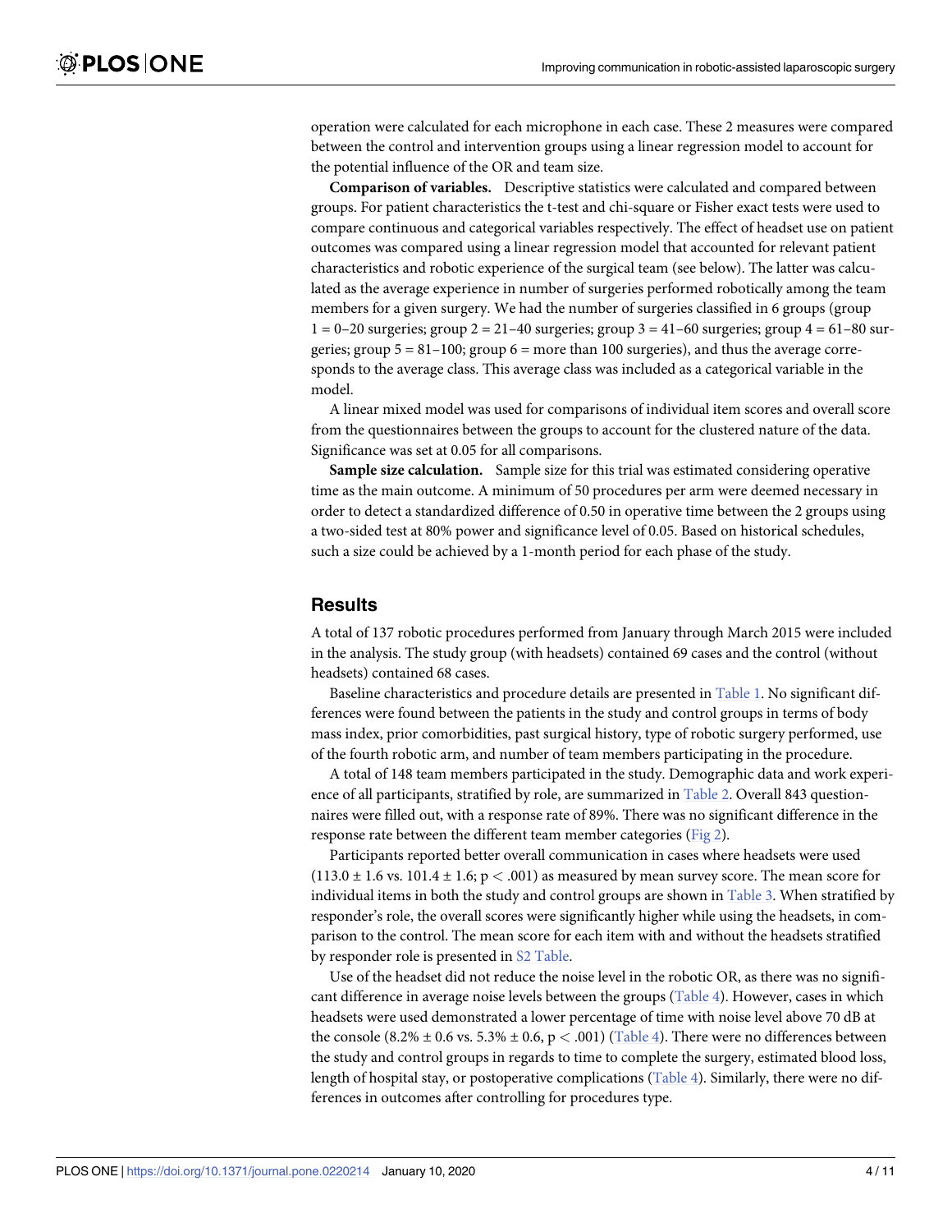operation were calculated for each microphone in each case. These 2 measures were compared between the control and intervention groups using a linear regression model to account for the potential influence of the OR and team size.

**Comparison of variables.** Descriptive statistics were calculated and compared between groups. For patient characteristics the t-test and chi-square or Fisher exact tests were used to compare continuous and categorical variables respectively. The effect of headset use on patient outcomes was compared using a linear regression model that accounted for relevant patient characteristics and robotic experience of the surgical team (see below). The latter was calculated as the average experience in number of surgeries performed robotically among the team members for a given surgery. We had the number of surgeries classified in 6 groups (group 1 = 0–20 surgeries; group 2 = 21–40 surgeries; group 3 = 41–60 surgeries; group 4 = 61–80 surgeries; group 5 = 81–100; group 6 = more than 100 surgeries), and thus the average corresponds to the average class. This average class was included as a categorical variable in the model.

A linear mixed model was used for comparisons of individual item scores and overall score from the questionnaires between the groups to account for the clustered nature of the data. Significance was set at 0.05 for all comparisons.

**Sample size calculation.** Sample size for this trial was estimated considering operative time as the main outcome. A minimum of 50 procedures per arm were deemed necessary in order to detect a standardized difference of 0.50 in operative time between the 2 groups using a two-sided test at 80% power and significance level of 0.05. Based on historical schedules, such a size could be achieved by a 1-month period for each phase of the study.

## Results

A total of 137 robotic procedures performed from January through March 2015 were included in the analysis. The study group (with headsets) contained 69 cases and the control (without headsets) contained 68 cases.

Baseline characteristics and procedure details are presented in Table 1. No significant differences were found between the patients in the study and control groups in terms of body mass index, prior comorbidities, past surgical history, type of robotic surgery performed, use of the fourth robotic arm, and number of team members participating in the procedure.

A total of 148 team members participated in the study. Demographic data and work experience of all participants, stratified by role, are summarized in Table 2. Overall 843 questionnaires were filled out, with a response rate of 89%. There was no significant difference in the response rate between the different team member categories (Fig 2).

Participants reported better overall communication in cases where headsets were used ($113.0 \pm 1.6$ vs. $101.4 \pm 1.6$; $p < .001$) as measured by mean survey score. The mean score for individual items in both the study and control groups are shown in Table 3. When stratified by responder's role, the overall scores were significantly higher while using the headsets, in comparison to the control. The mean score for each item with and without the headsets stratified by responder role is presented in S2 Table.

Use of the headset did not reduce the noise level in the robotic OR, as there was no significant difference in average noise levels between the groups (Table 4). However, cases in which headsets were used demonstrated a lower percentage of time with noise level above 70 dB at the console ($8.2\% \pm 0.6$ vs. $5.3\% \pm 0.6$, $p < .001$) (Table 4). There were no differences between the study and control groups in regards to time to complete the surgery, estimated blood loss, length of hospital stay, or postoperative complications (Table 4). Similarly, there were no differences in outcomes after controlling for procedures type.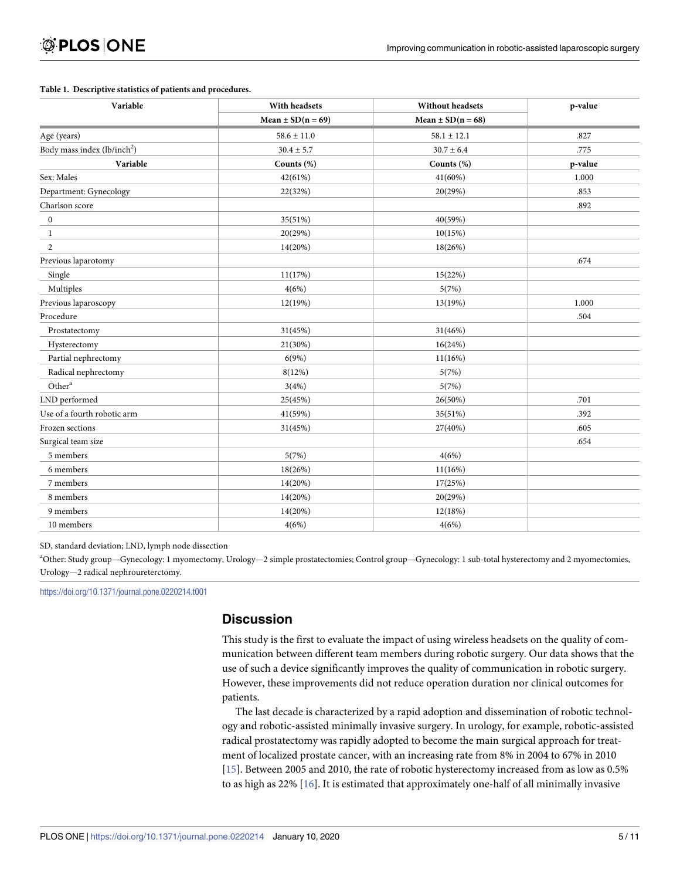**Table 1. Descriptive statistics of patients and procedures.**

| Variable | With headsets | Without headsets | p-value |
|---|---|---|---|
| | Mean ± SD(n = 69) | Mean ± SD(n = 68) | |
| Age (years) | 58.6 ± 11.0 | 58.1 ± 12.1 | .827 |
| Body mass index (lb/inch$^2$) | 30.4 ± 5.7 | 30.7 ± 6.4 | .775 |
| **Variable** | **Counts (%)** | **Counts (%)** | **p-value** |
| Sex: Males | 42(61%) | 41(60%) | 1.000 |
| Department: Gynecology | 22(32%) | 20(29%) | .853 |
| Charlson score | | | .892 |
| 0 | 35(51%) | 40(59%) | |
| 1 | 20(29%) | 10(15%) | |
| 2 | 14(20%) | 18(26%) | |
| Previous laparotomy | | | .674 |
| Single | 11(17%) | 15(22%) | |
| Multiples | 4(6%) | 5(7%) | |
| Previous laparoscopy | 12(19%) | 13(19%) | 1.000 |
| Procedure | | | .504 |
| Prostatectomy | 31(45%) | 31(46%) | |
| Hysterectomy | 21(30%) | 16(24%) | |
| Partial nephrectomy | 6(9%) | 11(16%) | |
| Radical nephrectomy | 8(12%) | 5(7%) | |
| Other[a] | 3(4%) | 5(7%) | |
| LND performed | 25(45%) | 26(50%) | .701 |
| Use of a fourth robotic arm | 41(59%) | 35(51%) | .392 |
| Frozen sections | 31(45%) | 27(40%) | .605 |
| Surgical team size | | | .654 |
| 5 members | 5(7%) | 4(6%) | |
| 6 members | 18(26%) | 11(16%) | |
| 7 members | 14(20%) | 17(25%) | |
| 8 members | 14(20%) | 20(29%) | |
| 9 members | 14(20%) | 12(18%) | |
| 10 members | 4(6%) | 4(6%) | |

SD, standard deviation; LND, lymph node dissection

[a]Other: Study group—Gynecology: 1 myomectomy, Urology—2 simple prostatectomies; Control group—Gynecology: 1 sub-total hysterectomy and 2 myomectomies, Urology—2 radical nephroureterctomy.

https://doi.org/10.1371/journal.pone.0220214.t001

## Discussion

This study is the first to evaluate the impact of using wireless headsets on the quality of communication between different team members during robotic surgery. Our data shows that the use of such a device significantly improves the quality of communication in robotic surgery. However, these improvements did not reduce operation duration nor clinical outcomes for patients.

The last decade is characterized by a rapid adoption and dissemination of robotic technology and robotic-assisted minimally invasive surgery. In urology, for example, robotic-assisted radical prostatectomy was rapidly adopted to become the main surgical approach for treatment of localized prostate cancer, with an increasing rate from 8% in 2004 to 67% in 2010 [15]. Between 2005 and 2010, the rate of robotic hysterectomy increased from as low as 0.5% to as high as 22% [16]. It is estimated that approximately one-half of all minimally invasive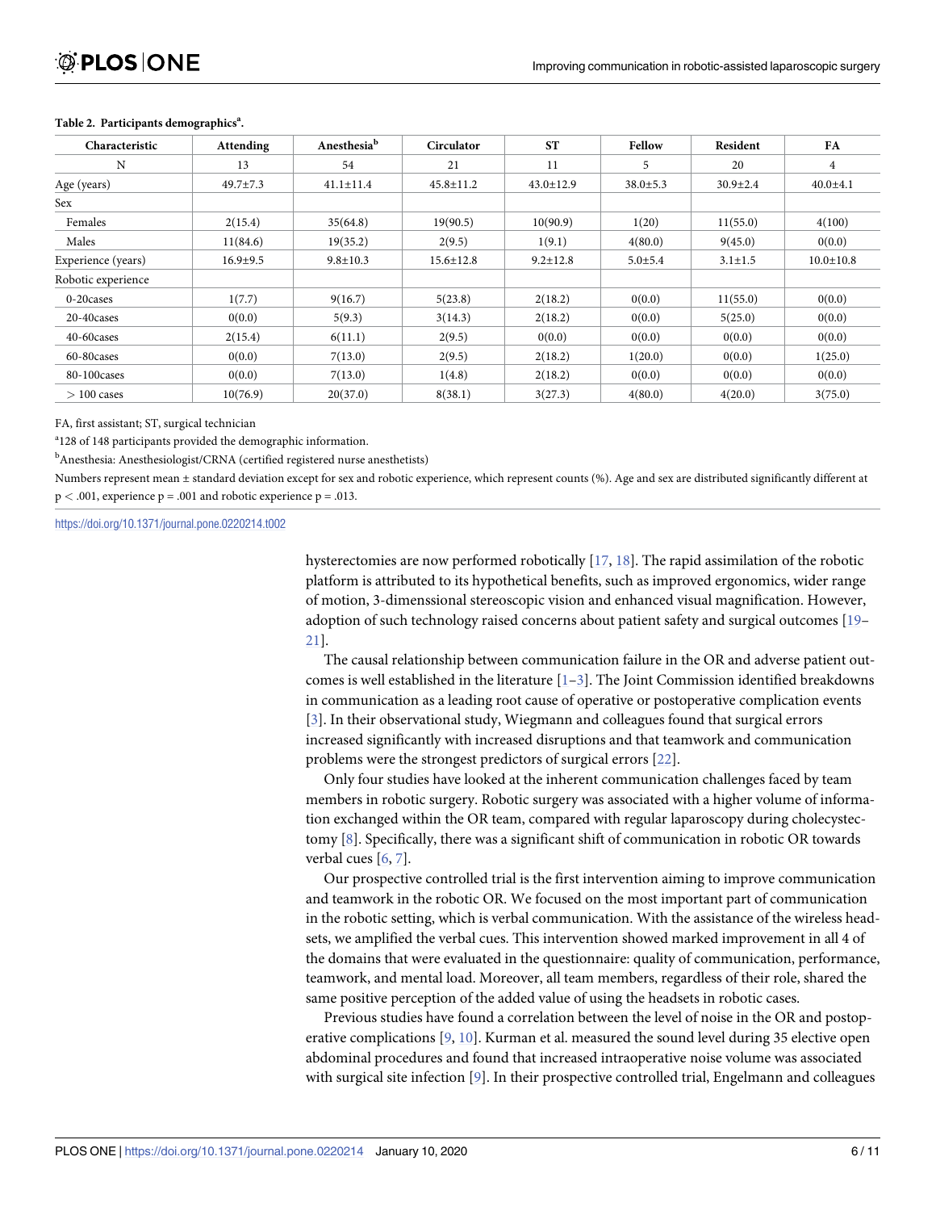**Table 2. Participants demographics[a].**

| Characteristic | Attending | Anesthesia[b] | Circulator | ST | Fellow | Resident | FA |
|---|---|---|---|---|---|---|---|
| N | 13 | 54 | 21 | 11 | 5 | 20 | 4 |
| Age (years) | 49.7±7.3 | 41.1±11.4 | 45.8±11.2 | 43.0±12.9 | 38.0±5.3 | 30.9±2.4 | 40.0±4.1 |
| Sex | | | | | | | |
| Females | 2(15.4) | 35(64.8) | 19(90.5) | 10(90.9) | 1(20) | 11(55.0) | 4(100) |
| Males | 11(84.6) | 19(35.2) | 2(9.5) | 1(9.1) | 4(80.0) | 9(45.0) | 0(0.0) |
| Experience (years) | 16.9±9.5 | 9.8±10.3 | 15.6±12.8 | 9.2±12.8 | 5.0±5.4 | 3.1±1.5 | 10.0±10.8 |
| Robotic experience | | | | | | | |
| 0-20cases | 1(7.7) | 9(16.7) | 5(23.8) | 2(18.2) | 0(0.0) | 11(55.0) | 0(0.0) |
| 20-40cases | 0(0.0) | 5(9.3) | 3(14.3) | 2(18.2) | 0(0.0) | 5(25.0) | 0(0.0) |
| 40-60cases | 2(15.4) | 6(11.1) | 2(9.5) | 0(0.0) | 0(0.0) | 0(0.0) | 0(0.0) |
| 60-80cases | 0(0.0) | 7(13.0) | 2(9.5) | 2(18.2) | 1(20.0) | 0(0.0) | 1(25.0) |
| 80-100cases | 0(0.0) | 7(13.0) | 1(4.8) | 2(18.2) | 0(0.0) | 0(0.0) | 0(0.0) |
| > 100 cases | 10(76.9) | 20(37.0) | 8(38.1) | 3(27.3) | 4(80.0) | 4(20.0) | 3(75.0) |

FA, first assistant; ST, surgical technician

[a]128 of 148 participants provided the demographic information.

[b]Anesthesia: Anesthesiologist/CRNA (certified registered nurse anesthetists)

Numbers represent mean ± standard deviation except for sex and robotic experience, which represent counts (%). Age and sex are distributed significantly different at $p < .001$, experience $p = .001$ and robotic experience $p = .013$.

https://doi.org/10.1371/journal.pone.0220214.t002

hysterectomies are now performed robotically [17, 18]. The rapid assimilation of the robotic platform is attributed to its hypothetical benefits, such as improved ergonomics, wider range of motion, 3-dimenssional stereoscopic vision and enhanced visual magnification. However, adoption of such technology raised concerns about patient safety and surgical outcomes [19–21].

The causal relationship between communication failure in the OR and adverse patient outcomes is well established in the literature [1–3]. The Joint Commission identified breakdowns in communication as a leading root cause of operative or postoperative complication events [3]. In their observational study, Wiegmann and colleagues found that surgical errors increased significantly with increased disruptions and that teamwork and communication problems were the strongest predictors of surgical errors [22].

Only four studies have looked at the inherent communication challenges faced by team members in robotic surgery. Robotic surgery was associated with a higher volume of information exchanged within the OR team, compared with regular laparoscopy during cholecystectomy [8]. Specifically, there was a significant shift of communication in robotic OR towards verbal cues [6, 7].

Our prospective controlled trial is the first intervention aiming to improve communication and teamwork in the robotic OR. We focused on the most important part of communication in the robotic setting, which is verbal communication. With the assistance of the wireless headsets, we amplified the verbal cues. This intervention showed marked improvement in all 4 of the domains that were evaluated in the questionnaire: quality of communication, performance, teamwork, and mental load. Moreover, all team members, regardless of their role, shared the same positive perception of the added value of using the headsets in robotic cases.

Previous studies have found a correlation between the level of noise in the OR and postoperative complications [9, 10]. Kurman et al. measured the sound level during 35 elective open abdominal procedures and found that increased intraoperative noise volume was associated with surgical site infection [9]. In their prospective controlled trial, Engelmann and colleagues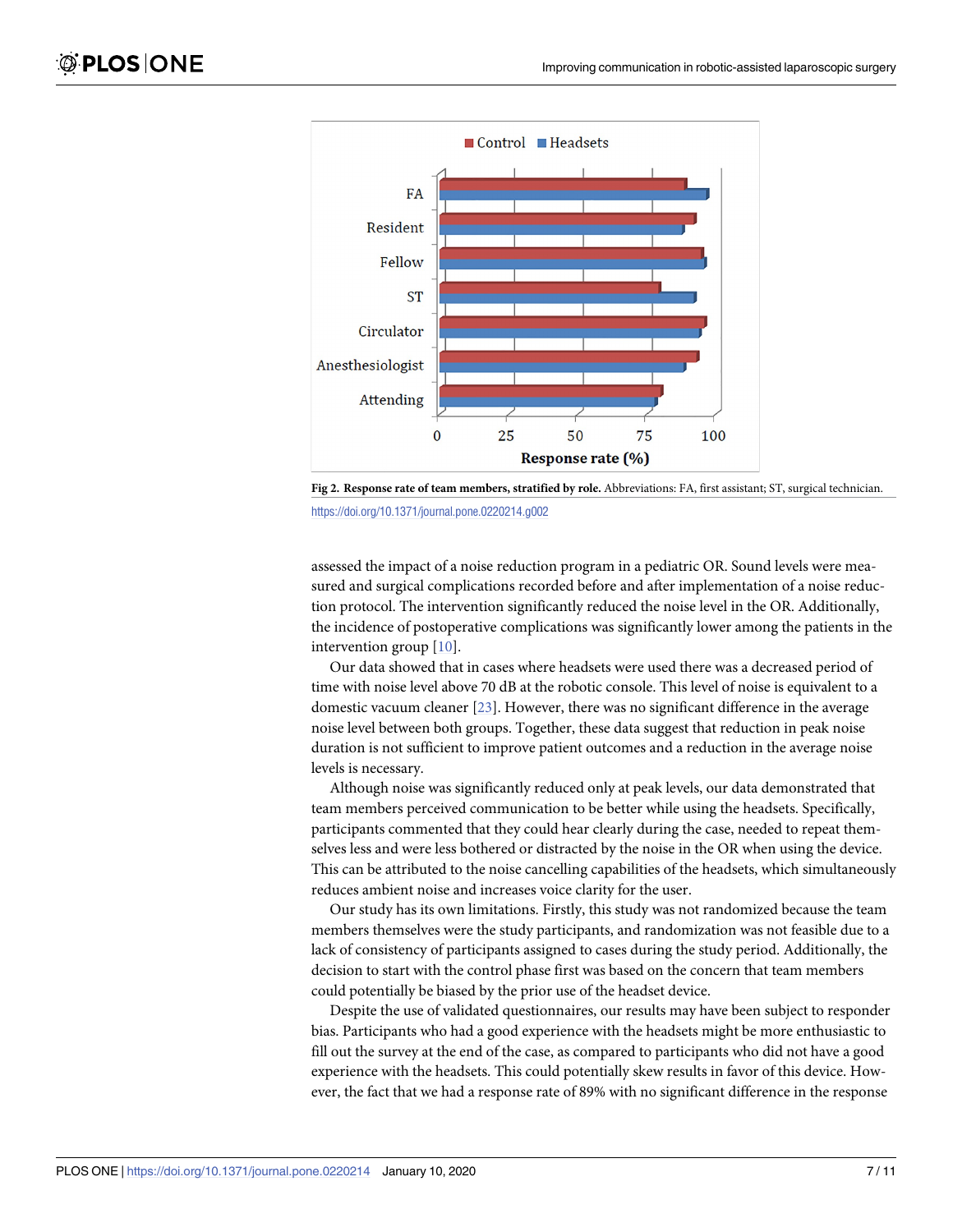Control
Headsets

FA
Resident
Fellow
ST
Circulator
Anesthesiologist
Attending

0
25
50
75
100

Response rate (%)

**Fig 2. Response rate of team members, stratified by role.** Abbreviations: FA, first assistant; ST, surgical technician.

https://doi.org/10.1371/journal.pone.0220214.g002

assessed the impact of a noise reduction program in a pediatric OR. Sound levels were measured and surgical complications recorded before and after implementation of a noise reduction protocol. The intervention significantly reduced the noise level in the OR. Additionally, the incidence of postoperative complications was significantly lower among the patients in the intervention group [10].

Our data showed that in cases where headsets were used there was a decreased period of time with noise level above 70 dB at the robotic console. This level of noise is equivalent to a domestic vacuum cleaner [23]. However, there was no significant difference in the average noise level between both groups. Together, these data suggest that reduction in peak noise duration is not sufficient to improve patient outcomes and a reduction in the average noise levels is necessary.

Although noise was significantly reduced only at peak levels, our data demonstrated that team members perceived communication to be better while using the headsets. Specifically, participants commented that they could hear clearly during the case, needed to repeat themselves less and were less bothered or distracted by the noise in the OR when using the device. This can be attributed to the noise cancelling capabilities of the headsets, which simultaneously reduces ambient noise and increases voice clarity for the user.

Our study has its own limitations. Firstly, this study was not randomized because the team members themselves were the study participants, and randomization was not feasible due to a lack of consistency of participants assigned to cases during the study period. Additionally, the decision to start with the control phase first was based on the concern that team members could potentially be biased by the prior use of the headset device.

Despite the use of validated questionnaires, our results may have been subject to responder bias. Participants who had a good experience with the headsets might be more enthusiastic to fill out the survey at the end of the case, as compared to participants who did not have a good experience with the headsets. This could potentially skew results in favor of this device. However, the fact that we had a response rate of 89% with no significant difference in the response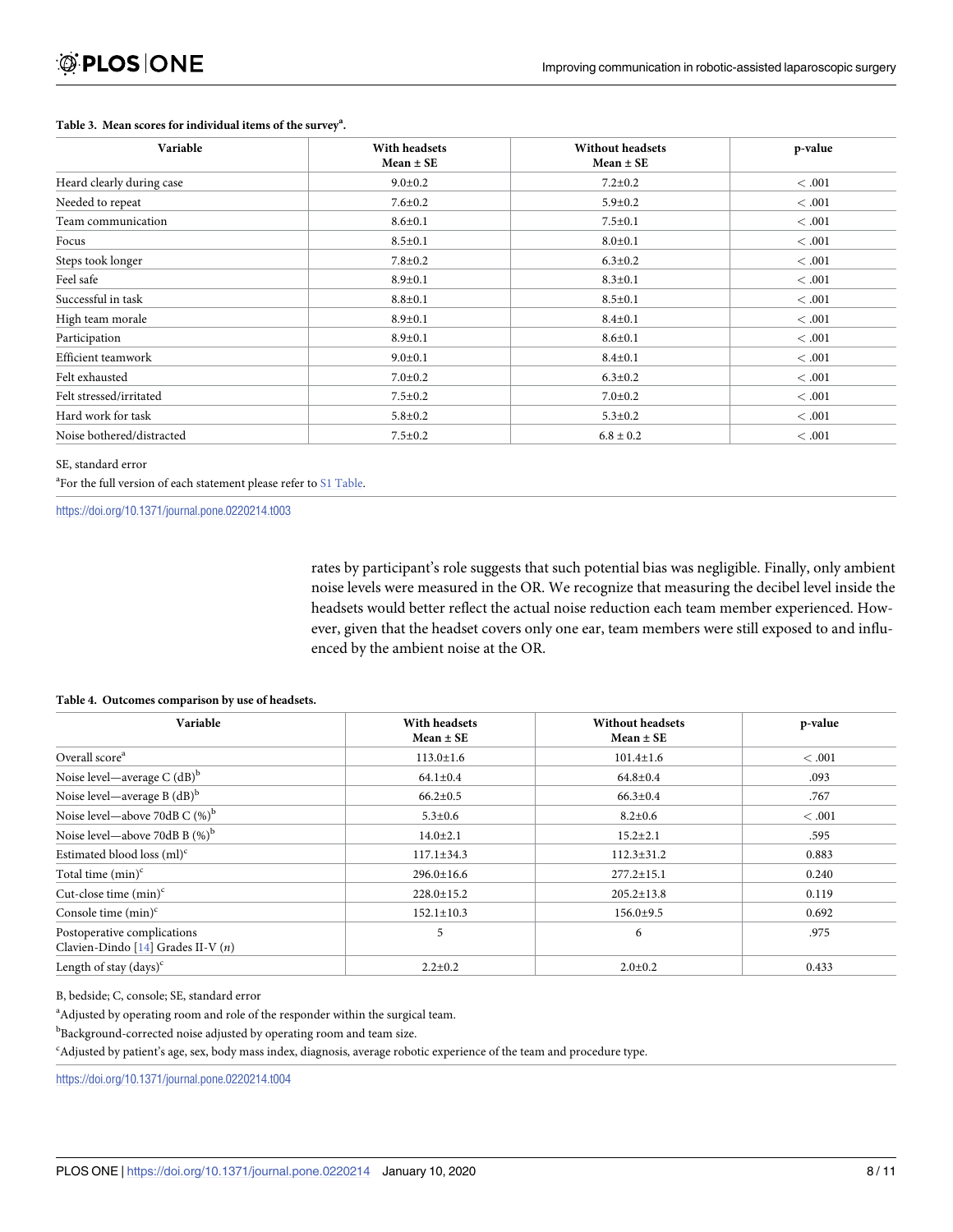**Table 3. Mean scores for individual items of the survey[a].**

| Variable | With headsets Mean ± SE | Without headsets Mean ± SE | p-value |
|---|---|---|---|
| Heard clearly during case | 9.0±0.2 | 7.2±0.2 | < .001 |
| Needed to repeat | 7.6±0.2 | 5.9±0.2 | < .001 |
| Team communication | 8.6±0.1 | 7.5±0.1 | < .001 |
| Focus | 8.5±0.1 | 8.0±0.1 | < .001 |
| Steps took longer | 7.8±0.2 | 6.3±0.2 | < .001 |
| Feel safe | 8.9±0.1 | 8.3±0.1 | < .001 |
| Successful in task | 8.8±0.1 | 8.5±0.1 | < .001 |
| High team morale | 8.9±0.1 | 8.4±0.1 | < .001 |
| Participation | 8.9±0.1 | 8.6±0.1 | < .001 |
| Efficient teamwork | 9.0±0.1 | 8.4±0.1 | < .001 |
| Felt exhausted | 7.0±0.2 | 6.3±0.2 | < .001 |
| Felt stressed/irritated | 7.5±0.2 | 7.0±0.2 | < .001 |
| Hard work for task | 5.8±0.2 | 5.3±0.2 | < .001 |
| Noise bothered/distracted | 7.5±0.2 | 6.8 ± 0.2 | < .001 |

SE, standard error

[a]For the full version of each statement please refer to S1 Table.

https://doi.org/10.1371/journal.pone.0220214.t003

rates by participant's role suggests that such potential bias was negligible. Finally, only ambient noise levels were measured in the OR. We recognize that measuring the decibel level inside the headsets would better reflect the actual noise reduction each team member experienced. However, given that the headset covers only one ear, team members were still exposed to and influenced by the ambient noise at the OR.

**Table 4. Outcomes comparison by use of headsets.**

| Variable | With headsets Mean ± SE | Without headsets Mean ± SE | p-value |
|---|---|---|---|
| Overall score[a] | 113.0±1.6 | 101.4±1.6 | < .001 |
| Noise level—average C (dB)[b] | 64.1±0.4 | 64.8±0.4 | .093 |
| Noise level—average B (dB)[b] | 66.2±0.5 | 66.3±0.4 | .767 |
| Noise level—above 70dB C (%)[b] | 5.3±0.6 | 8.2±0.6 | < .001 |
| Noise level—above 70dB B (%)[b] | 14.0±2.1 | 15.2±2.1 | .595 |
| Estimated blood loss (ml)[c] | 117.1±34.3 | 112.3±31.2 | 0.883 |
| Total time (min)[c] | 296.0±16.6 | 277.2±15.1 | 0.240 |
| Cut-close time (min)[c] | 228.0±15.2 | 205.2±13.8 | 0.119 |
| Console time (min)[c] | 152.1±10.3 | 156.0±9.5 | 0.692 |
| Postoperative complications Clavien-Dindo [14] Grades II-V (*n*) | 5 | 6 | .975 |
| Length of stay (days)[c] | 2.2±0.2 | 2.0±0.2 | 0.433 |

B, bedside; C, console; SE, standard error

[a]Adjusted by operating room and role of the responder within the surgical team.

[b]Background-corrected noise adjusted by operating room and team size.

[c]Adjusted by patient's age, sex, body mass index, diagnosis, average robotic experience of the team and procedure type.

https://doi.org/10.1371/journal.pone.0220214.t004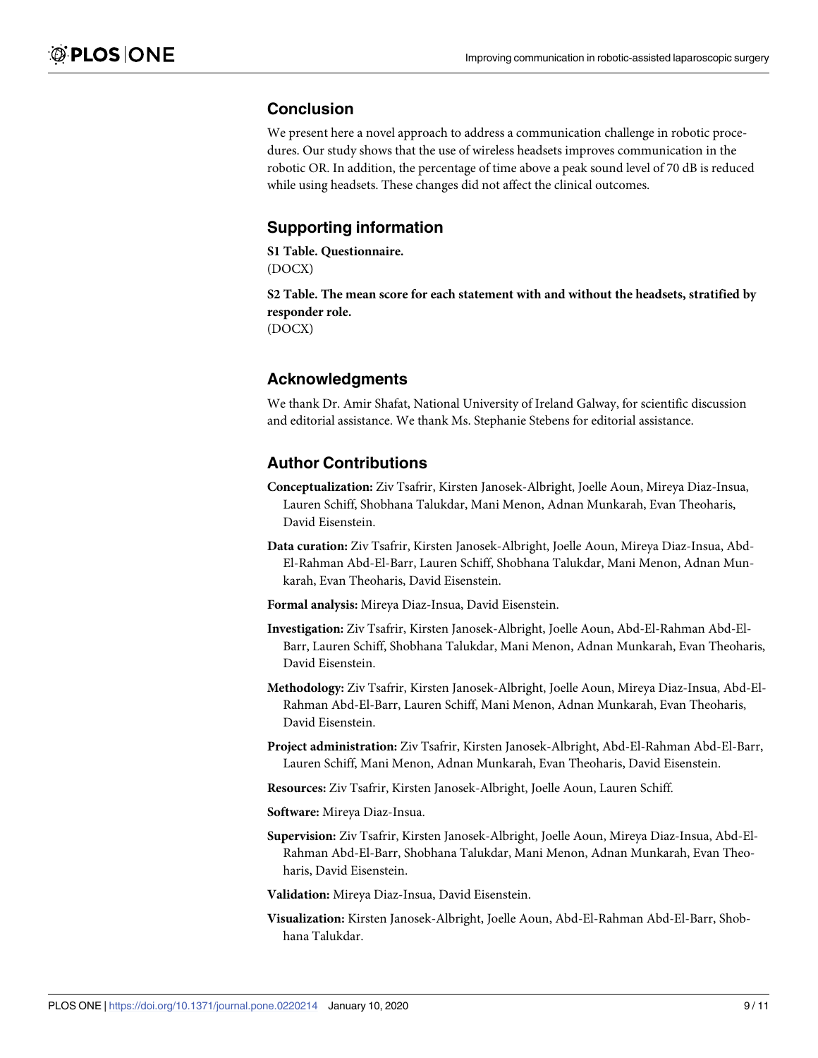## Conclusion

We present here a novel approach to address a communication challenge in robotic procedures. Our study shows that the use of wireless headsets improves communication in the robotic OR. In addition, the percentage of time above a peak sound level of 70 dB is reduced while using headsets. These changes did not affect the clinical outcomes.

## Supporting information

**S1 Table. Questionnaire.**
(DOCX)

**S2 Table. The mean score for each statement with and without the headsets, stratified by responder role.**
(DOCX)

## Acknowledgments

We thank Dr. Amir Shafat, National University of Ireland Galway, for scientific discussion and editorial assistance. We thank Ms. Stephanie Stebens for editorial assistance.

## Author Contributions

**Conceptualization:** Ziv Tsafrir, Kirsten Janosek-Albright, Joelle Aoun, Mireya Diaz-Insua, Lauren Schiff, Shobhana Talukdar, Mani Menon, Adnan Munkarah, Evan Theoharis, David Eisenstein.

**Data curation:** Ziv Tsafrir, Kirsten Janosek-Albright, Joelle Aoun, Mireya Diaz-Insua, Abd-El-Rahman Abd-El-Barr, Lauren Schiff, Shobhana Talukdar, Mani Menon, Adnan Munkarah, Evan Theoharis, David Eisenstein.

**Formal analysis:** Mireya Diaz-Insua, David Eisenstein.

**Investigation:** Ziv Tsafrir, Kirsten Janosek-Albright, Joelle Aoun, Abd-El-Rahman Abd-El-Barr, Lauren Schiff, Shobhana Talukdar, Mani Menon, Adnan Munkarah, Evan Theoharis, David Eisenstein.

**Methodology:** Ziv Tsafrir, Kirsten Janosek-Albright, Joelle Aoun, Mireya Diaz-Insua, Abd-El-Rahman Abd-El-Barr, Lauren Schiff, Mani Menon, Adnan Munkarah, Evan Theoharis, David Eisenstein.

**Project administration:** Ziv Tsafrir, Kirsten Janosek-Albright, Abd-El-Rahman Abd-El-Barr, Lauren Schiff, Mani Menon, Adnan Munkarah, Evan Theoharis, David Eisenstein.

**Resources:** Ziv Tsafrir, Kirsten Janosek-Albright, Joelle Aoun, Lauren Schiff.

**Software:** Mireya Diaz-Insua.

**Supervision:** Ziv Tsafrir, Kirsten Janosek-Albright, Joelle Aoun, Mireya Diaz-Insua, Abd-El-Rahman Abd-El-Barr, Shobhana Talukdar, Mani Menon, Adnan Munkarah, Evan Theoharis, David Eisenstein.

**Validation:** Mireya Diaz-Insua, David Eisenstein.

**Visualization:** Kirsten Janosek-Albright, Joelle Aoun, Abd-El-Rahman Abd-El-Barr, Shobhana Talukdar.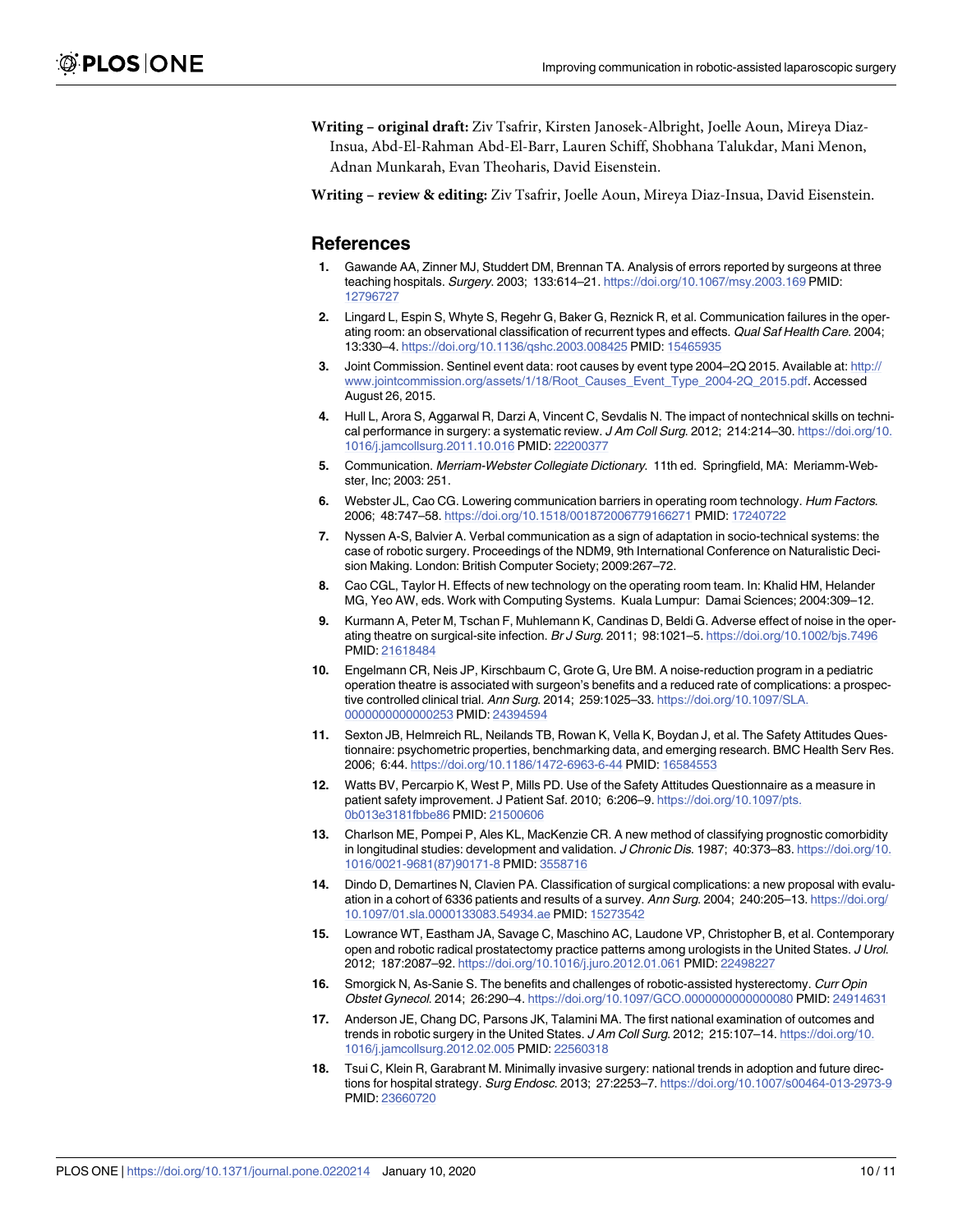**Writing – original draft:** Ziv Tsafrir, Kirsten Janosek-Albright, Joelle Aoun, Mireya Diaz-Insua, Abd-El-Rahman Abd-El-Barr, Lauren Schiff, Shobhana Talukdar, Mani Menon, Adnan Munkarah, Evan Theoharis, David Eisenstein.

**Writing – review & editing:** Ziv Tsafrir, Joelle Aoun, Mireya Diaz-Insua, David Eisenstein.

## References

1. Gawande AA, Zinner MJ, Studdert DM, Brennan TA. Analysis of errors reported by surgeons at three teaching hospitals. *Surgery*. 2003; 133:614–21. https://doi.org/10.1067/msy.2003.169 PMID: 12796727
2. Lingard L, Espin S, Whyte S, Regehr G, Baker G, Reznick R, et al. Communication failures in the operating room: an observational classification of recurrent types and effects. *Qual Saf Health Care*. 2004; 13:330–4. https://doi.org/10.1136/qshc.2003.008425 PMID: 15465935
3. Joint Commission. Sentinel event data: root causes by event type 2004–2Q 2015. Available at: http://www.jointcommission.org/assets/1/18/Root_Causes_Event_Type_2004-2Q_2015.pdf. Accessed August 26, 2015.
4. Hull L, Arora S, Aggarwal R, Darzi A, Vincent C, Sevdalis N. The impact of nontechnical skills on technical performance in surgery: a systematic review. *J Am Coll Surg*. 2012; 214:214–30. https://doi.org/10.1016/j.jamcollsurg.2011.10.016 PMID: 22200377
5. Communication. *Merriam-Webster Collegiate Dictionary*. 11th ed. Springfield, MA: Meriamm-Webster, Inc; 2003: 251.
6. Webster JL, Cao CG. Lowering communication barriers in operating room technology. *Hum Factors*. 2006; 48:747–58. https://doi.org/10.1518/001872006779166271 PMID: 17240722
7. Nyssen A-S, Balvier A. Verbal communication as a sign of adaptation in socio-technical systems: the case of robotic surgery. Proceedings of the NDM9, 9th International Conference on Naturalistic Decision Making. London: British Computer Society; 2009:267–72.
8. Cao CGL, Taylor H. Effects of new technology on the operating room team. In: Khalid HM, Helander MG, Yeo AW, eds. Work with Computing Systems. Kuala Lumpur: Damai Sciences; 2004:309–12.
9. Kurmann A, Peter M, Tschan F, Muhlemann K, Candinas D, Beldi G. Adverse effect of noise in the operating theatre on surgical-site infection. *Br J Surg*. 2011; 98:1021–5. https://doi.org/10.1002/bjs.7496 PMID: 21618484
10. Engelmann CR, Neis JP, Kirschbaum C, Grote G, Ure BM. A noise-reduction program in a pediatric operation theatre is associated with surgeon's benefits and a reduced rate of complications: a prospective controlled clinical trial. *Ann Surg*. 2014; 259:1025–33. https://doi.org/10.1097/SLA.0000000000000253 PMID: 24394594
11. Sexton JB, Helmreich RL, Neilands TB, Rowan K, Vella K, Boydan J, et al. The Safety Attitudes Questionnaire: psychometric properties, benchmarking data, and emerging research. BMC Health Serv Res. 2006; 6:44. https://doi.org/10.1186/1472-6963-6-44 PMID: 16584553
12. Watts BV, Percarpio K, West P, Mills PD. Use of the Safety Attitudes Questionnaire as a measure in patient safety improvement. J Patient Saf. 2010; 6:206–9. https://doi.org/10.1097/pts.0b013e3181fbbe86 PMID: 21500606
13. Charlson ME, Pompei P, Ales KL, MacKenzie CR. A new method of classifying prognostic comorbidity in longitudinal studies: development and validation. *J Chronic Dis*. 1987; 40:373–83. https://doi.org/10.1016/0021-9681(87)90171-8 PMID: 3558716
14. Dindo D, Demartines N, Clavien PA. Classification of surgical complications: a new proposal with evaluation in a cohort of 6336 patients and results of a survey. *Ann Surg*. 2004; 240:205–13. https://doi.org/10.1097/01.sla.0000133083.54934.ae PMID: 15273542
15. Lowrance WT, Eastham JA, Savage C, Maschino AC, Laudone VP, Christopher B, et al. Contemporary open and robotic radical prostatectomy practice patterns among urologists in the United States. *J Urol*. 2012; 187:2087–92. https://doi.org/10.1016/j.juro.2012.01.061 PMID: 22498227
16. Smorgick N, As-Sanie S. The benefits and challenges of robotic-assisted hysterectomy. *Curr Opin Obstet Gynecol*. 2014; 26:290–4. https://doi.org/10.1097/GCO.0000000000000080 PMID: 24914631
17. Anderson JE, Chang DC, Parsons JK, Talamini MA. The first national examination of outcomes and trends in robotic surgery in the United States. *J Am Coll Surg*. 2012; 215:107–14. https://doi.org/10.1016/j.jamcollsurg.2012.02.005 PMID: 22560318
18. Tsui C, Klein R, Garabrant M. Minimally invasive surgery: national trends in adoption and future directions for hospital strategy. *Surg Endosc*. 2013; 27:2253–7. https://doi.org/10.1007/s00464-013-2973-9 PMID: 23660720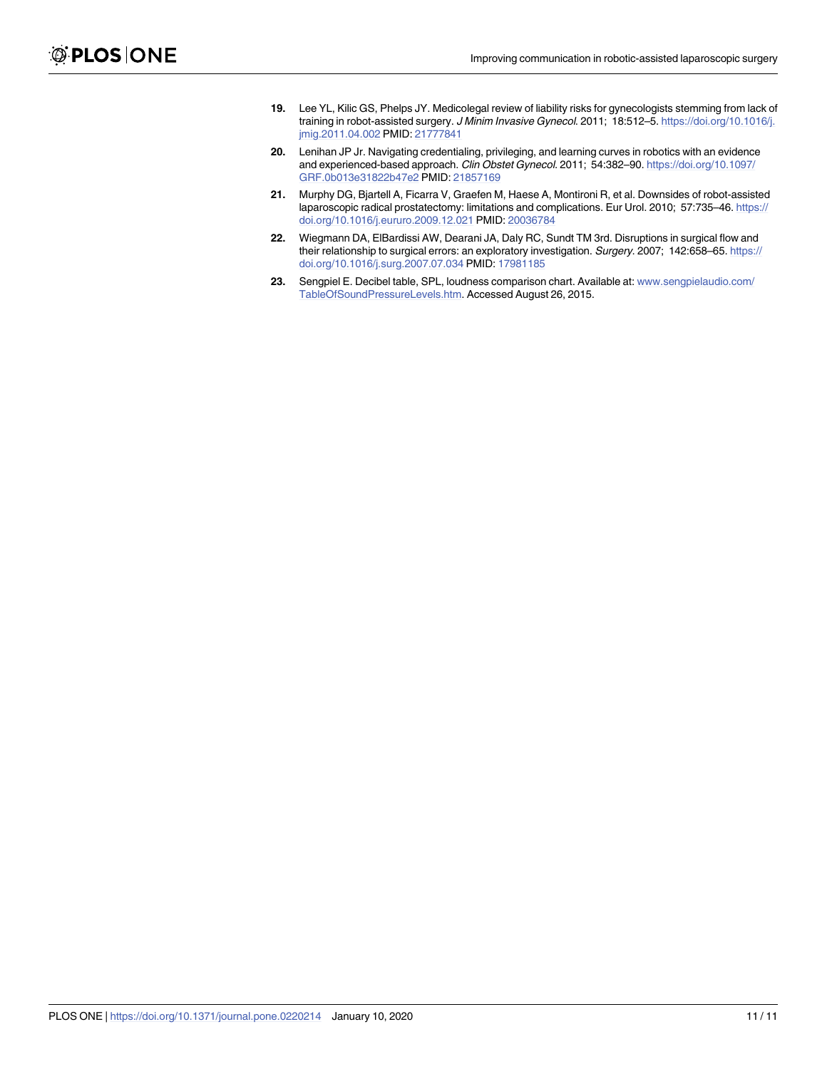19. Lee YL, Kilic GS, Phelps JY. Medicolegal review of liability risks for gynecologists stemming from lack of training in robot-assisted surgery. *J Minim Invasive Gynecol*. 2011; 18:512–5. https://doi.org/10.1016/j.jmig.2011.04.002 PMID: 21777841

20. Lenihan JP Jr. Navigating credentialing, privileging, and learning curves in robotics with an evidence and experienced-based approach. *Clin Obstet Gynecol*. 2011; 54:382–90. https://doi.org/10.1097/GRF.0b013e31822b47e2 PMID: 21857169

21. Murphy DG, Bjartell A, Ficarra V, Graefen M, Haese A, Montironi R, et al. Downsides of robot-assisted laparoscopic radical prostatectomy: limitations and complications. Eur Urol. 2010; 57:735–46. https://doi.org/10.1016/j.eururo.2009.12.021 PMID: 20036784

22. Wiegmann DA, ElBardissi AW, Dearani JA, Daly RC, Sundt TM 3rd. Disruptions in surgical flow and their relationship to surgical errors: an exploratory investigation. *Surgery*. 2007; 142:658–65. https://doi.org/10.1016/j.surg.2007.07.034 PMID: 17981185

23. Sengpiel E. Decibel table, SPL, loudness comparison chart. Available at: www.sengpielaudio.com/TableOfSoundPressureLevels.htm. Accessed August 26, 2015.